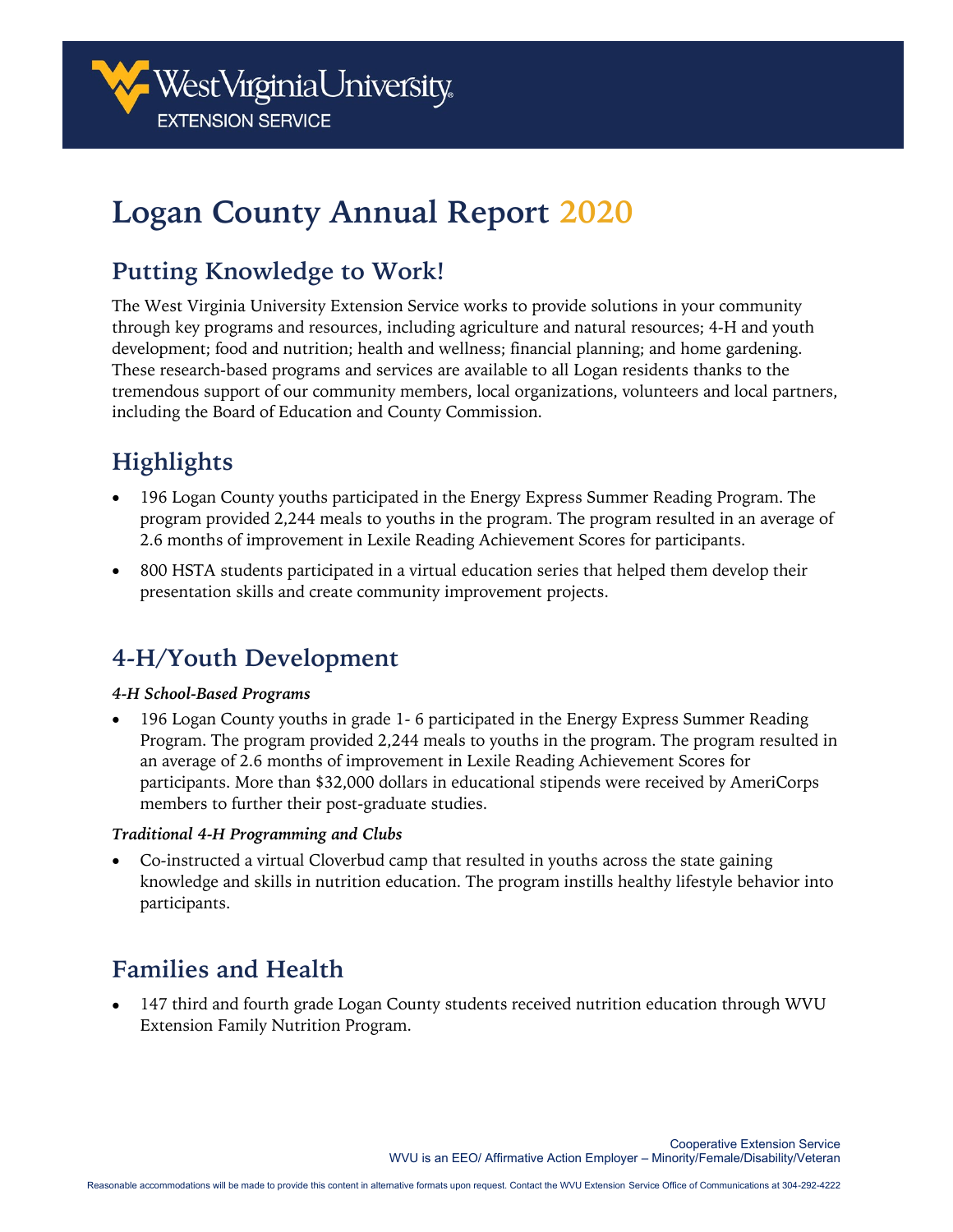# Logan County Annual Report 2020

## Putting Knowledge to Work!

The West Virginia University Extension Service works to provide solutions in your community through key programs and resources, including agriculture and natural resources; 4-H and youth development; food and nutrition; health and wellness; financial planning; and home gardening. These research-based programs and services are available to all Logan residents thanks to the tremendous support of our community members, local organizations, volunteers and local partners, including the Board of Education and County Commission.

## Highlights

- 196 Logan County youths participated in the Energy Express Summer Reading Program. The program provided 2,244 meals to youths in the program. The program resulted in an average of 2.6 months of improvement in Lexile Reading Achievement Scores for participants.
- 800 HSTA students participated in a virtual education series that helped them develop their presentation skills and create community improvement projects.

## 4-H/Youth Development

***4-H School-Based Programs***

- 196 Logan County youths in grade 1- 6 participated in the Energy Express Summer Reading Program. The program provided 2,244 meals to youths in the program. The program resulted in an average of 2.6 months of improvement in Lexile Reading Achievement Scores for participants. More than $32,000 dollars in educational stipends were received by AmeriCorps members to further their post-graduate studies.

***Traditional 4-H Programming and Clubs***

- Co-instructed a virtual Cloverbud camp that resulted in youths across the state gaining knowledge and skills in nutrition education. The program instills healthy lifestyle behavior into participants.

## Families and Health

- 147 third and fourth grade Logan County students received nutrition education through WVU Extension Family Nutrition Program.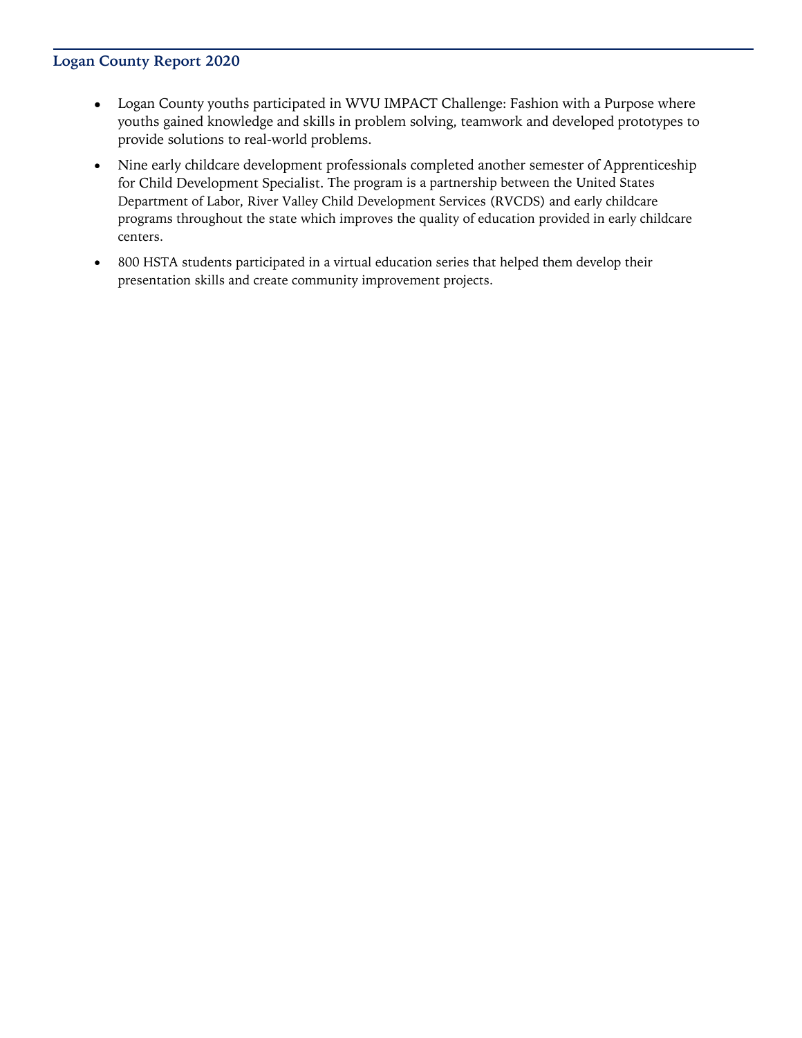- Logan County youths participated in WVU IMPACT Challenge: Fashion with a Purpose where youths gained knowledge and skills in problem solving, teamwork and developed prototypes to provide solutions to real-world problems.
- Nine early childcare development professionals completed another semester of Apprenticeship for Child Development Specialist. The program is a partnership between the United States Department of Labor, River Valley Child Development Services (RVCDS) and early childcare programs throughout the state which improves the quality of education provided in early childcare centers.
- 800 HSTA students participated in a virtual education series that helped them develop their presentation skills and create community improvement projects.